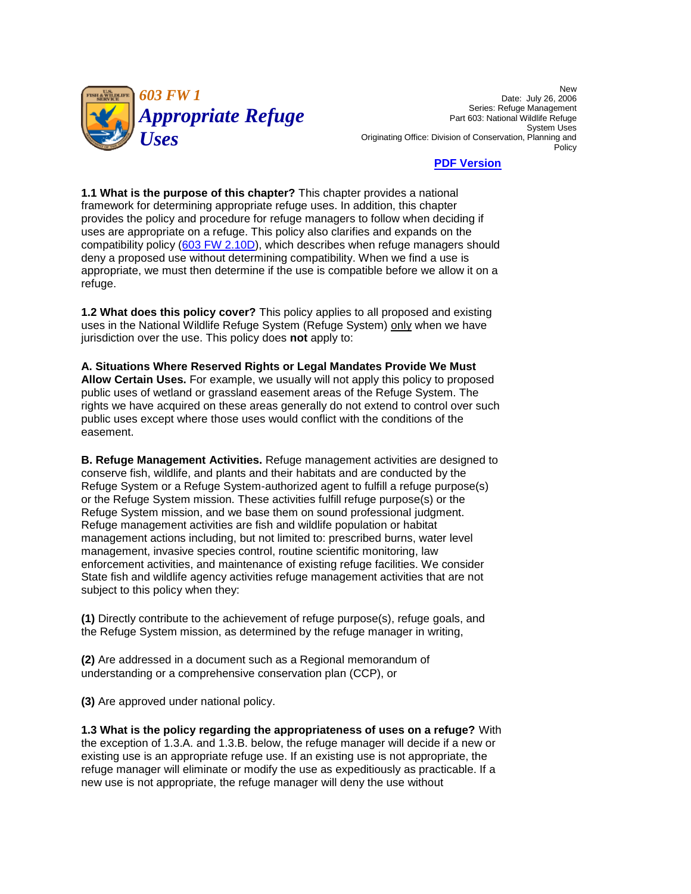# 603 FW 1 Appropriate Refuge Uses

New
Date: July 26, 2006
Series: Refuge Management
Part 603: National Wildlife Refuge System Uses
Originating Office: Division of Conservation, Planning and Policy

**PDF Version**

**1.1 What is the purpose of this chapter?** This chapter provides a national framework for determining appropriate refuge uses. In addition, this chapter provides the policy and procedure for refuge managers to follow when deciding if uses are appropriate on a refuge. This policy also clarifies and expands on the compatibility policy (603 FW 2.10D), which describes when refuge managers should deny a proposed use without determining compatibility. When we find a use is appropriate, we must then determine if the use is compatible before we allow it on a refuge.

**1.2 What does this policy cover?** This policy applies to all proposed and existing uses in the National Wildlife Refuge System (Refuge System) only when we have jurisdiction over the use. This policy does **not** apply to:

**A. Situations Where Reserved Rights or Legal Mandates Provide We Must Allow Certain Uses.** For example, we usually will not apply this policy to proposed public uses of wetland or grassland easement areas of the Refuge System. The rights we have acquired on these areas generally do not extend to control over such public uses except where those uses would conflict with the conditions of the easement.

**B. Refuge Management Activities.** Refuge management activities are designed to conserve fish, wildlife, and plants and their habitats and are conducted by the Refuge System or a Refuge System-authorized agent to fulfill a refuge purpose(s) or the Refuge System mission. These activities fulfill refuge purpose(s) or the Refuge System mission, and we base them on sound professional judgment. Refuge management activities are fish and wildlife population or habitat management actions including, but not limited to: prescribed burns, water level management, invasive species control, routine scientific monitoring, law enforcement activities, and maintenance of existing refuge facilities. We consider State fish and wildlife agency activities refuge management activities that are not subject to this policy when they:

**(1)** Directly contribute to the achievement of refuge purpose(s), refuge goals, and the Refuge System mission, as determined by the refuge manager in writing,

**(2)** Are addressed in a document such as a Regional memorandum of understanding or a comprehensive conservation plan (CCP), or

**(3)** Are approved under national policy.

**1.3 What is the policy regarding the appropriateness of uses on a refuge?** With the exception of 1.3.A. and 1.3.B. below, the refuge manager will decide if a new or existing use is an appropriate refuge use. If an existing use is not appropriate, the refuge manager will eliminate or modify the use as expeditiously as practicable. If a new use is not appropriate, the refuge manager will deny the use without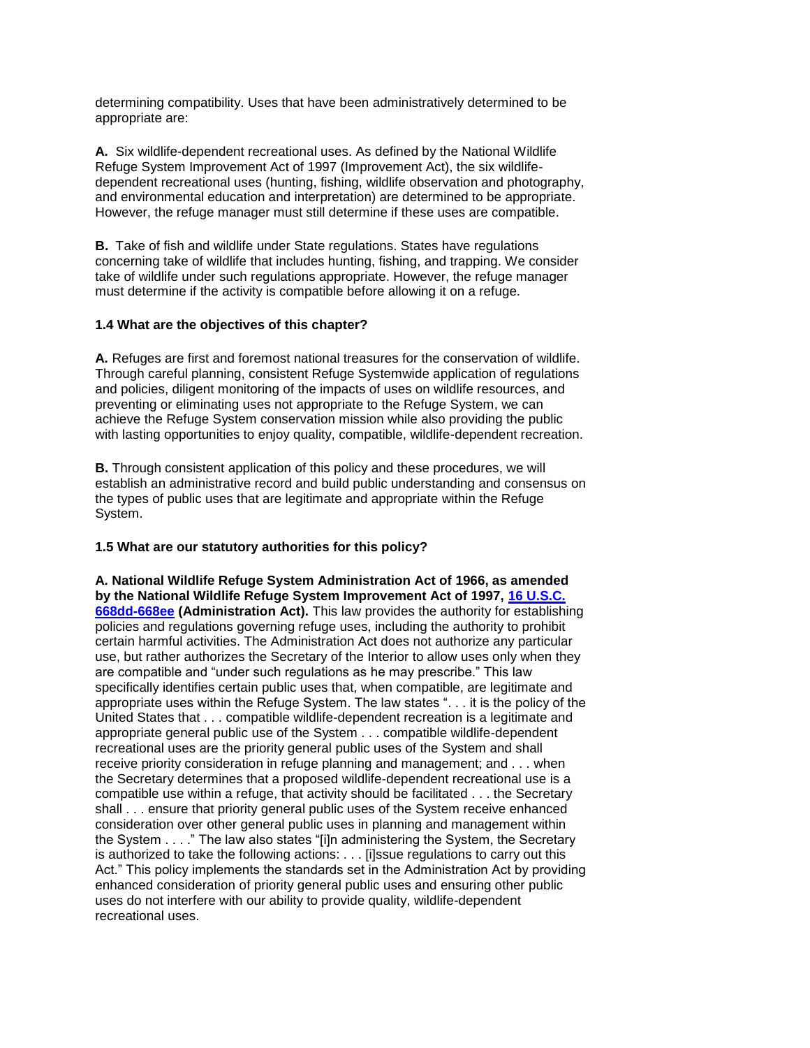determining compatibility. Uses that have been administratively determined to be appropriate are:

**A.** Six wildlife-dependent recreational uses. As defined by the National Wildlife Refuge System Improvement Act of 1997 (Improvement Act), the six wildlife-dependent recreational uses (hunting, fishing, wildlife observation and photography, and environmental education and interpretation) are determined to be appropriate. However, the refuge manager must still determine if these uses are compatible.

**B.** Take of fish and wildlife under State regulations. States have regulations concerning take of wildlife that includes hunting, fishing, and trapping. We consider take of wildlife under such regulations appropriate. However, the refuge manager must determine if the activity is compatible before allowing it on a refuge.

### 1.4 What are the objectives of this chapter?

**A.** Refuges are first and foremost national treasures for the conservation of wildlife. Through careful planning, consistent Refuge Systemwide application of regulations and policies, diligent monitoring of the impacts of uses on wildlife resources, and preventing or eliminating uses not appropriate to the Refuge System, we can achieve the Refuge System conservation mission while also providing the public with lasting opportunities to enjoy quality, compatible, wildlife-dependent recreation.

**B.** Through consistent application of this policy and these procedures, we will establish an administrative record and build public understanding and consensus on the types of public uses that are legitimate and appropriate within the Refuge System.

### 1.5 What are our statutory authorities for this policy?

**A. National Wildlife Refuge System Administration Act of 1966, as amended by the National Wildlife Refuge System Improvement Act of 1997, 16 U.S.C. 668dd-668ee (Administration Act).** This law provides the authority for establishing policies and regulations governing refuge uses, including the authority to prohibit certain harmful activities. The Administration Act does not authorize any particular use, but rather authorizes the Secretary of the Interior to allow uses only when they are compatible and "under such regulations as he may prescribe." This law specifically identifies certain public uses that, when compatible, are legitimate and appropriate uses within the Refuge System. The law states ". . . it is the policy of the United States that . . . compatible wildlife-dependent recreation is a legitimate and appropriate general public use of the System . . . compatible wildlife-dependent recreational uses are the priority general public uses of the System and shall receive priority consideration in refuge planning and management; and . . . when the Secretary determines that a proposed wildlife-dependent recreational use is a compatible use within a refuge, that activity should be facilitated . . . the Secretary shall . . . ensure that priority general public uses of the System receive enhanced consideration over other general public uses in planning and management within the System . . . ." The law also states "[i]n administering the System, the Secretary is authorized to take the following actions: . . . [i]ssue regulations to carry out this Act." This policy implements the standards set in the Administration Act by providing enhanced consideration of priority general public uses and ensuring other public uses do not interfere with our ability to provide quality, wildlife-dependent recreational uses.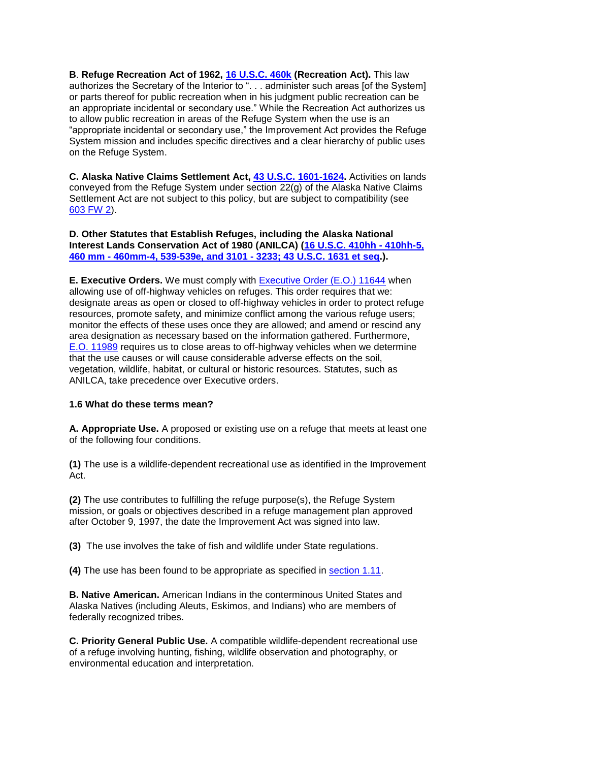**B**. **Refuge Recreation Act of 1962, 16 U.S.C. 460k (Recreation Act).** This law authorizes the Secretary of the Interior to ". . . administer such areas [of the System] or parts thereof for public recreation when in his judgment public recreation can be an appropriate incidental or secondary use." While the Recreation Act authorizes us to allow public recreation in areas of the Refuge System when the use is an "appropriate incidental or secondary use," the Improvement Act provides the Refuge System mission and includes specific directives and a clear hierarchy of public uses on the Refuge System.

**C. Alaska Native Claims Settlement Act, 43 U.S.C. 1601-1624.** Activities on lands conveyed from the Refuge System under section 22(g) of the Alaska Native Claims Settlement Act are not subject to this policy, but are subject to compatibility (see 603 FW 2).

**D. Other Statutes that Establish Refuges, including the Alaska National Interest Lands Conservation Act of 1980 (ANILCA) (16 U.S.C. 410hh - 410hh-5, 460 mm - 460mm-4, 539-539e, and 3101 - 3233; 43 U.S.C. 1631 et seq.).**

**E. Executive Orders.** We must comply with Executive Order (E.O.) 11644 when allowing use of off-highway vehicles on refuges. This order requires that we: designate areas as open or closed to off-highway vehicles in order to protect refuge resources, promote safety, and minimize conflict among the various refuge users; monitor the effects of these uses once they are allowed; and amend or rescind any area designation as necessary based on the information gathered. Furthermore, E.O. 11989 requires us to close areas to off-highway vehicles when we determine that the use causes or will cause considerable adverse effects on the soil, vegetation, wildlife, habitat, or cultural or historic resources. Statutes, such as ANILCA, take precedence over Executive orders.

**1.6 What do these terms mean?**

**A. Appropriate Use.** A proposed or existing use on a refuge that meets at least one of the following four conditions.

**(1)** The use is a wildlife-dependent recreational use as identified in the Improvement Act.

**(2)** The use contributes to fulfilling the refuge purpose(s), the Refuge System mission, or goals or objectives described in a refuge management plan approved after October 9, 1997, the date the Improvement Act was signed into law.

**(3)** The use involves the take of fish and wildlife under State regulations.

**(4)** The use has been found to be appropriate as specified in section 1.11.

**B. Native American.** American Indians in the conterminous United States and Alaska Natives (including Aleuts, Eskimos, and Indians) who are members of federally recognized tribes.

**C. Priority General Public Use.** A compatible wildlife-dependent recreational use of a refuge involving hunting, fishing, wildlife observation and photography, or environmental education and interpretation.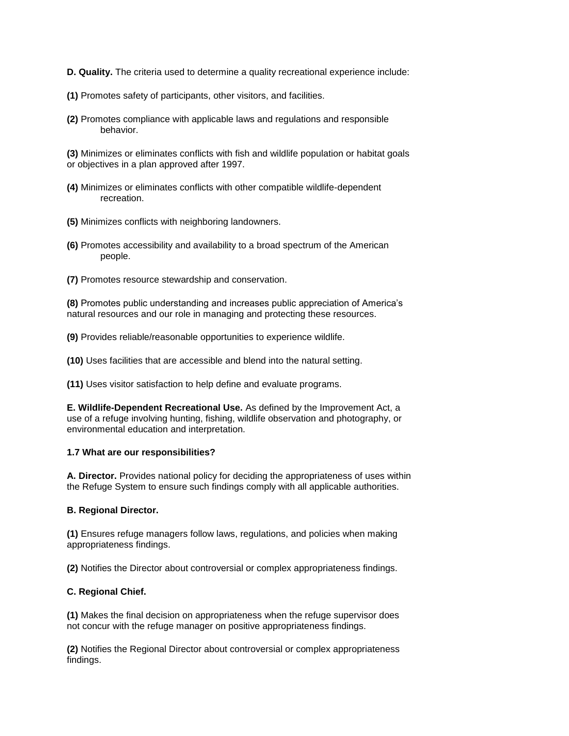**D. Quality.** The criteria used to determine a quality recreational experience include:

**(1)** Promotes safety of participants, other visitors, and facilities.

**(2)** Promotes compliance with applicable laws and regulations and responsible behavior.

**(3)** Minimizes or eliminates conflicts with fish and wildlife population or habitat goals or objectives in a plan approved after 1997.

**(4)** Minimizes or eliminates conflicts with other compatible wildlife-dependent recreation.

**(5)** Minimizes conflicts with neighboring landowners.

**(6)** Promotes accessibility and availability to a broad spectrum of the American people.

**(7)** Promotes resource stewardship and conservation.

**(8)** Promotes public understanding and increases public appreciation of America's natural resources and our role in managing and protecting these resources.

**(9)** Provides reliable/reasonable opportunities to experience wildlife.

**(10)** Uses facilities that are accessible and blend into the natural setting.

**(11)** Uses visitor satisfaction to help define and evaluate programs.

**E. Wildlife-Dependent Recreational Use.** As defined by the Improvement Act, a use of a refuge involving hunting, fishing, wildlife observation and photography, or environmental education and interpretation.

**1.7 What are our responsibilities?**

**A. Director.** Provides national policy for deciding the appropriateness of uses within the Refuge System to ensure such findings comply with all applicable authorities.

**B. Regional Director.**

**(1)** Ensures refuge managers follow laws, regulations, and policies when making appropriateness findings.

**(2)** Notifies the Director about controversial or complex appropriateness findings.

**C. Regional Chief.**

**(1)** Makes the final decision on appropriateness when the refuge supervisor does not concur with the refuge manager on positive appropriateness findings.

**(2)** Notifies the Regional Director about controversial or complex appropriateness findings.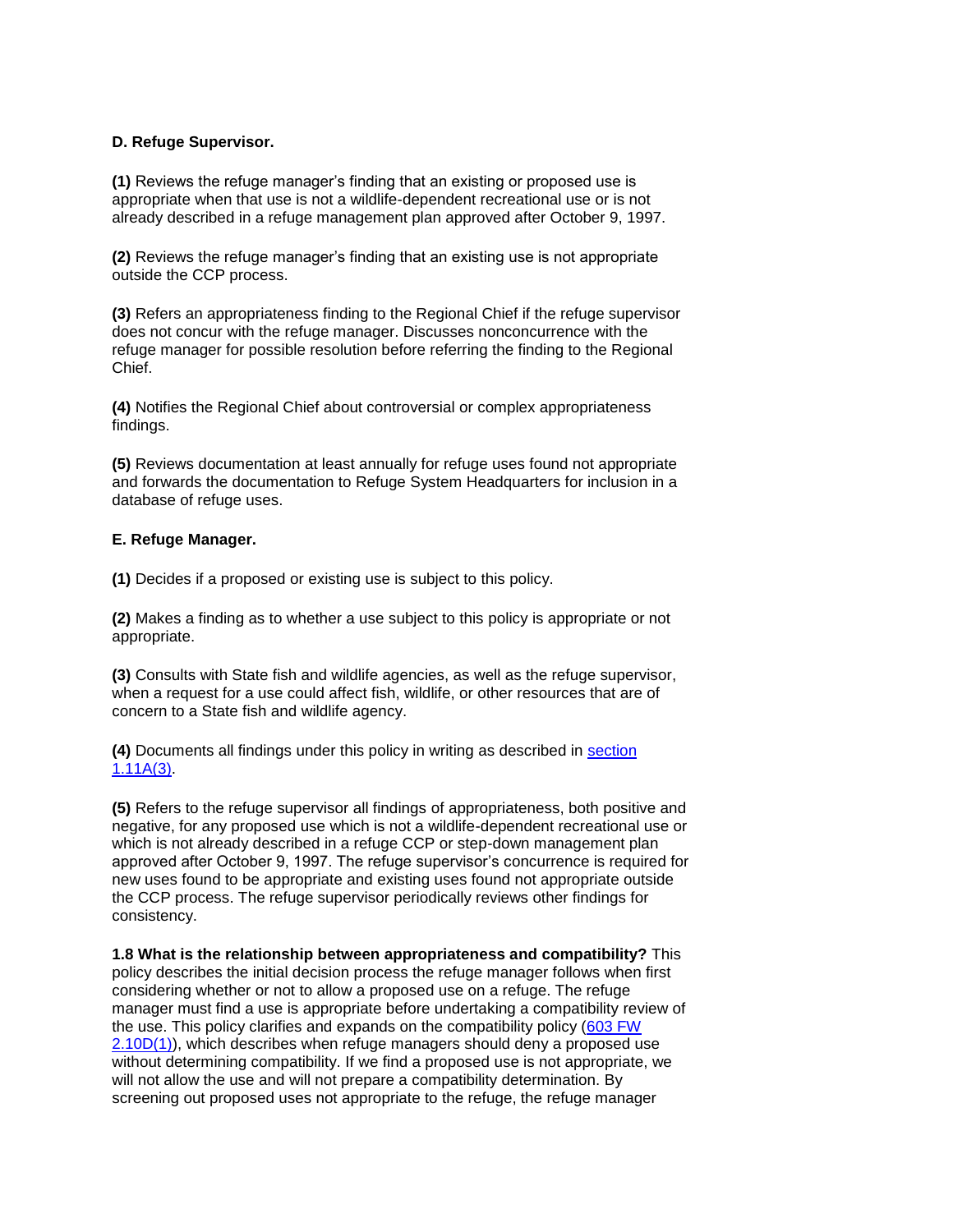**D. Refuge Supervisor.**

**(1)** Reviews the refuge manager's finding that an existing or proposed use is appropriate when that use is not a wildlife-dependent recreational use or is not already described in a refuge management plan approved after October 9, 1997.

**(2)** Reviews the refuge manager's finding that an existing use is not appropriate outside the CCP process.

**(3)** Refers an appropriateness finding to the Regional Chief if the refuge supervisor does not concur with the refuge manager. Discusses nonconcurrence with the refuge manager for possible resolution before referring the finding to the Regional Chief.

**(4)** Notifies the Regional Chief about controversial or complex appropriateness findings.

**(5)** Reviews documentation at least annually for refuge uses found not appropriate and forwards the documentation to Refuge System Headquarters for inclusion in a database of refuge uses.

**E. Refuge Manager.**

**(1)** Decides if a proposed or existing use is subject to this policy.

**(2)** Makes a finding as to whether a use subject to this policy is appropriate or not appropriate.

**(3)** Consults with State fish and wildlife agencies, as well as the refuge supervisor, when a request for a use could affect fish, wildlife, or other resources that are of concern to a State fish and wildlife agency.

**(4)** Documents all findings under this policy in writing as described in section 1.11A(3).

**(5)** Refers to the refuge supervisor all findings of appropriateness, both positive and negative, for any proposed use which is not a wildlife-dependent recreational use or which is not already described in a refuge CCP or step-down management plan approved after October 9, 1997. The refuge supervisor's concurrence is required for new uses found to be appropriate and existing uses found not appropriate outside the CCP process. The refuge supervisor periodically reviews other findings for consistency.

**1.8 What is the relationship between appropriateness and compatibility?** This policy describes the initial decision process the refuge manager follows when first considering whether or not to allow a proposed use on a refuge. The refuge manager must find a use is appropriate before undertaking a compatibility review of the use. This policy clarifies and expands on the compatibility policy (603 FW 2.10D(1)), which describes when refuge managers should deny a proposed use without determining compatibility. If we find a proposed use is not appropriate, we will not allow the use and will not prepare a compatibility determination. By screening out proposed uses not appropriate to the refuge, the refuge manager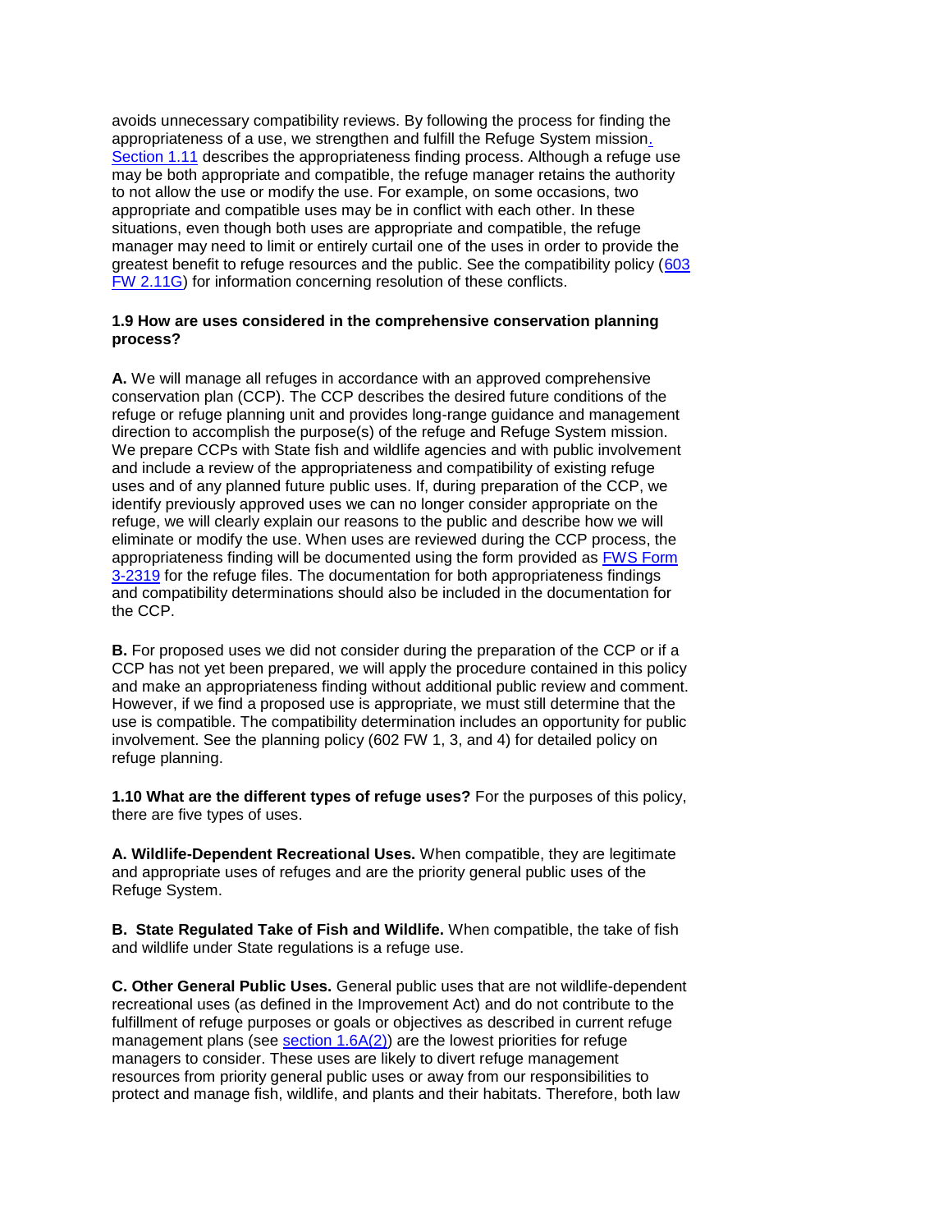avoids unnecessary compatibility reviews. By following the process for finding the appropriateness of a use, we strengthen and fulfill the Refuge System mission. Section 1.11 describes the appropriateness finding process. Although a refuge use may be both appropriate and compatible, the refuge manager retains the authority to not allow the use or modify the use. For example, on some occasions, two appropriate and compatible uses may be in conflict with each other. In these situations, even though both uses are appropriate and compatible, the refuge manager may need to limit or entirely curtail one of the uses in order to provide the greatest benefit to refuge resources and the public. See the compatibility policy (603 FW 2.11G) for information concerning resolution of these conflicts.

**1.9 How are uses considered in the comprehensive conservation planning process?**

**A.** We will manage all refuges in accordance with an approved comprehensive conservation plan (CCP). The CCP describes the desired future conditions of the refuge or refuge planning unit and provides long-range guidance and management direction to accomplish the purpose(s) of the refuge and Refuge System mission. We prepare CCPs with State fish and wildlife agencies and with public involvement and include a review of the appropriateness and compatibility of existing refuge uses and of any planned future public uses. If, during preparation of the CCP, we identify previously approved uses we can no longer consider appropriate on the refuge, we will clearly explain our reasons to the public and describe how we will eliminate or modify the use. When uses are reviewed during the CCP process, the appropriateness finding will be documented using the form provided as FWS Form 3-2319 for the refuge files. The documentation for both appropriateness findings and compatibility determinations should also be included in the documentation for the CCP.

**B.** For proposed uses we did not consider during the preparation of the CCP or if a CCP has not yet been prepared, we will apply the procedure contained in this policy and make an appropriateness finding without additional public review and comment. However, if we find a proposed use is appropriate, we must still determine that the use is compatible. The compatibility determination includes an opportunity for public involvement. See the planning policy (602 FW 1, 3, and 4) for detailed policy on refuge planning.

**1.10 What are the different types of refuge uses?** For the purposes of this policy, there are five types of uses.

**A. Wildlife-Dependent Recreational Uses.** When compatible, they are legitimate and appropriate uses of refuges and are the priority general public uses of the Refuge System.

**B. State Regulated Take of Fish and Wildlife.** When compatible, the take of fish and wildlife under State regulations is a refuge use.

**C. Other General Public Uses.** General public uses that are not wildlife-dependent recreational uses (as defined in the Improvement Act) and do not contribute to the fulfillment of refuge purposes or goals or objectives as described in current refuge management plans (see section 1.6A(2)) are the lowest priorities for refuge managers to consider. These uses are likely to divert refuge management resources from priority general public uses or away from our responsibilities to protect and manage fish, wildlife, and plants and their habitats. Therefore, both law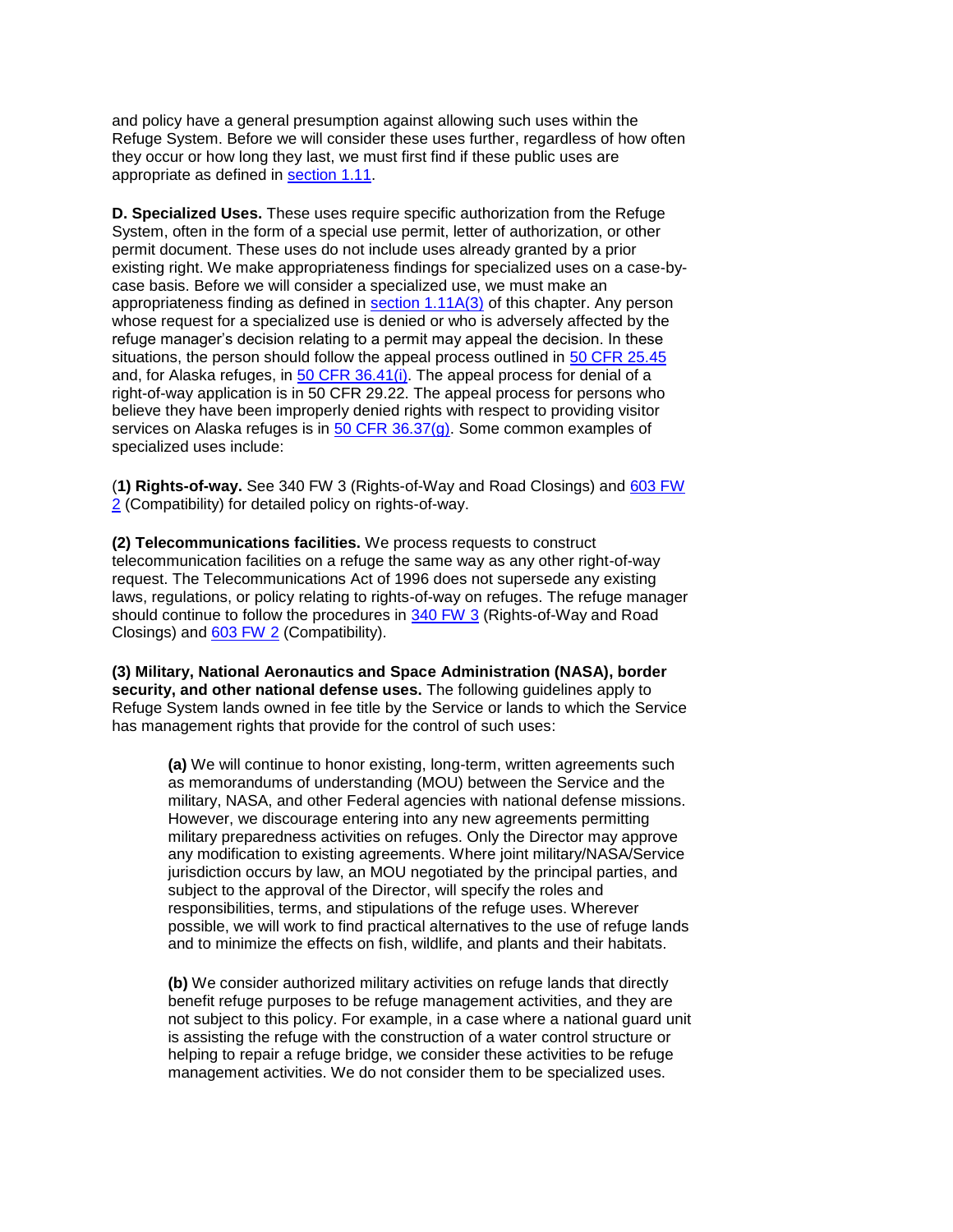and policy have a general presumption against allowing such uses within the Refuge System. Before we will consider these uses further, regardless of how often they occur or how long they last, we must first find if these public uses are appropriate as defined in section 1.11.

**D. Specialized Uses.** These uses require specific authorization from the Refuge System, often in the form of a special use permit, letter of authorization, or other permit document. These uses do not include uses already granted by a prior existing right. We make appropriateness findings for specialized uses on a case-by-case basis. Before we will consider a specialized use, we must make an appropriateness finding as defined in section 1.11A(3) of this chapter. Any person whose request for a specialized use is denied or who is adversely affected by the refuge manager's decision relating to a permit may appeal the decision. In these situations, the person should follow the appeal process outlined in 50 CFR 25.45 and, for Alaska refuges, in 50 CFR 36.41(i). The appeal process for denial of a right-of-way application is in 50 CFR 29.22. The appeal process for persons who believe they have been improperly denied rights with respect to providing visitor services on Alaska refuges is in 50 CFR 36.37(g). Some common examples of specialized uses include:

(**1) Rights-of-way.** See 340 FW 3 (Rights-of-Way and Road Closings) and 603 FW 2 (Compatibility) for detailed policy on rights-of-way.

**(2) Telecommunications facilities.** We process requests to construct telecommunication facilities on a refuge the same way as any other right-of-way request. The Telecommunications Act of 1996 does not supersede any existing laws, regulations, or policy relating to rights-of-way on refuges. The refuge manager should continue to follow the procedures in 340 FW 3 (Rights-of-Way and Road Closings) and 603 FW 2 (Compatibility).

**(3) Military, National Aeronautics and Space Administration (NASA), border security, and other national defense uses.** The following guidelines apply to Refuge System lands owned in fee title by the Service or lands to which the Service has management rights that provide for the control of such uses:

> **(a)** We will continue to honor existing, long-term, written agreements such as memorandums of understanding (MOU) between the Service and the military, NASA, and other Federal agencies with national defense missions. However, we discourage entering into any new agreements permitting military preparedness activities on refuges. Only the Director may approve any modification to existing agreements. Where joint military/NASA/Service jurisdiction occurs by law, an MOU negotiated by the principal parties, and subject to the approval of the Director, will specify the roles and responsibilities, terms, and stipulations of the refuge uses. Wherever possible, we will work to find practical alternatives to the use of refuge lands and to minimize the effects on fish, wildlife, and plants and their habitats.
>
> **(b)** We consider authorized military activities on refuge lands that directly benefit refuge purposes to be refuge management activities, and they are not subject to this policy. For example, in a case where a national guard unit is assisting the refuge with the construction of a water control structure or helping to repair a refuge bridge, we consider these activities to be refuge management activities. We do not consider them to be specialized uses.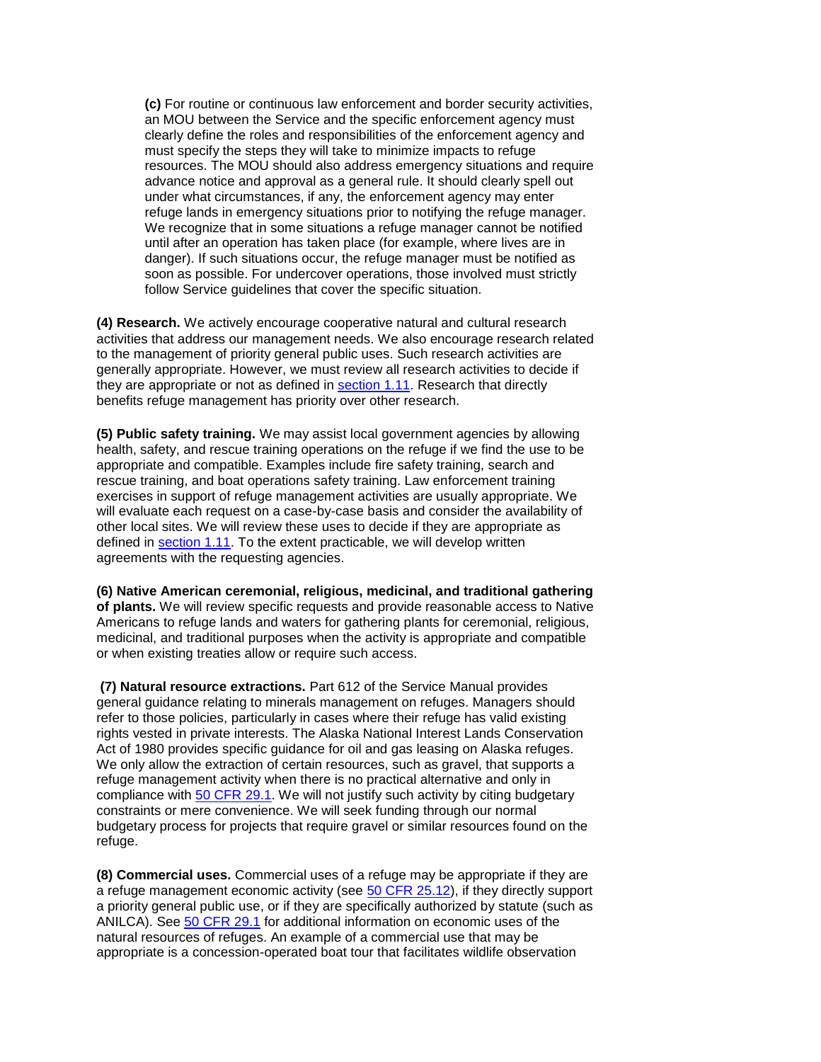**(c)** For routine or continuous law enforcement and border security activities, an MOU between the Service and the specific enforcement agency must clearly define the roles and responsibilities of the enforcement agency and must specify the steps they will take to minimize impacts to refuge resources. The MOU should also address emergency situations and require advance notice and approval as a general rule. It should clearly spell out under what circumstances, if any, the enforcement agency may enter refuge lands in emergency situations prior to notifying the refuge manager. We recognize that in some situations a refuge manager cannot be notified until after an operation has taken place (for example, where lives are in danger). If such situations occur, the refuge manager must be notified as soon as possible. For undercover operations, those involved must strictly follow Service guidelines that cover the specific situation.

**(4) Research.** We actively encourage cooperative natural and cultural research activities that address our management needs. We also encourage research related to the management of priority general public uses. Such research activities are generally appropriate. However, we must review all research activities to decide if they are appropriate or not as defined in section 1.11. Research that directly benefits refuge management has priority over other research.

**(5) Public safety training.** We may assist local government agencies by allowing health, safety, and rescue training operations on the refuge if we find the use to be appropriate and compatible. Examples include fire safety training, search and rescue training, and boat operations safety training. Law enforcement training exercises in support of refuge management activities are usually appropriate. We will evaluate each request on a case-by-case basis and consider the availability of other local sites. We will review these uses to decide if they are appropriate as defined in section 1.11. To the extent practicable, we will develop written agreements with the requesting agencies.

**(6) Native American ceremonial, religious, medicinal, and traditional gathering of plants.** We will review specific requests and provide reasonable access to Native Americans to refuge lands and waters for gathering plants for ceremonial, religious, medicinal, and traditional purposes when the activity is appropriate and compatible or when existing treaties allow or require such access.

**(7) Natural resource extractions.** Part 612 of the Service Manual provides general guidance relating to minerals management on refuges. Managers should refer to those policies, particularly in cases where their refuge has valid existing rights vested in private interests. The Alaska National Interest Lands Conservation Act of 1980 provides specific guidance for oil and gas leasing on Alaska refuges. We only allow the extraction of certain resources, such as gravel, that supports a refuge management activity when there is no practical alternative and only in compliance with 50 CFR 29.1. We will not justify such activity by citing budgetary constraints or mere convenience. We will seek funding through our normal budgetary process for projects that require gravel or similar resources found on the refuge.

**(8) Commercial uses.** Commercial uses of a refuge may be appropriate if they are a refuge management economic activity (see 50 CFR 25.12), if they directly support a priority general public use, or if they are specifically authorized by statute (such as ANILCA). See 50 CFR 29.1 for additional information on economic uses of the natural resources of refuges. An example of a commercial use that may be appropriate is a concession-operated boat tour that facilitates wildlife observation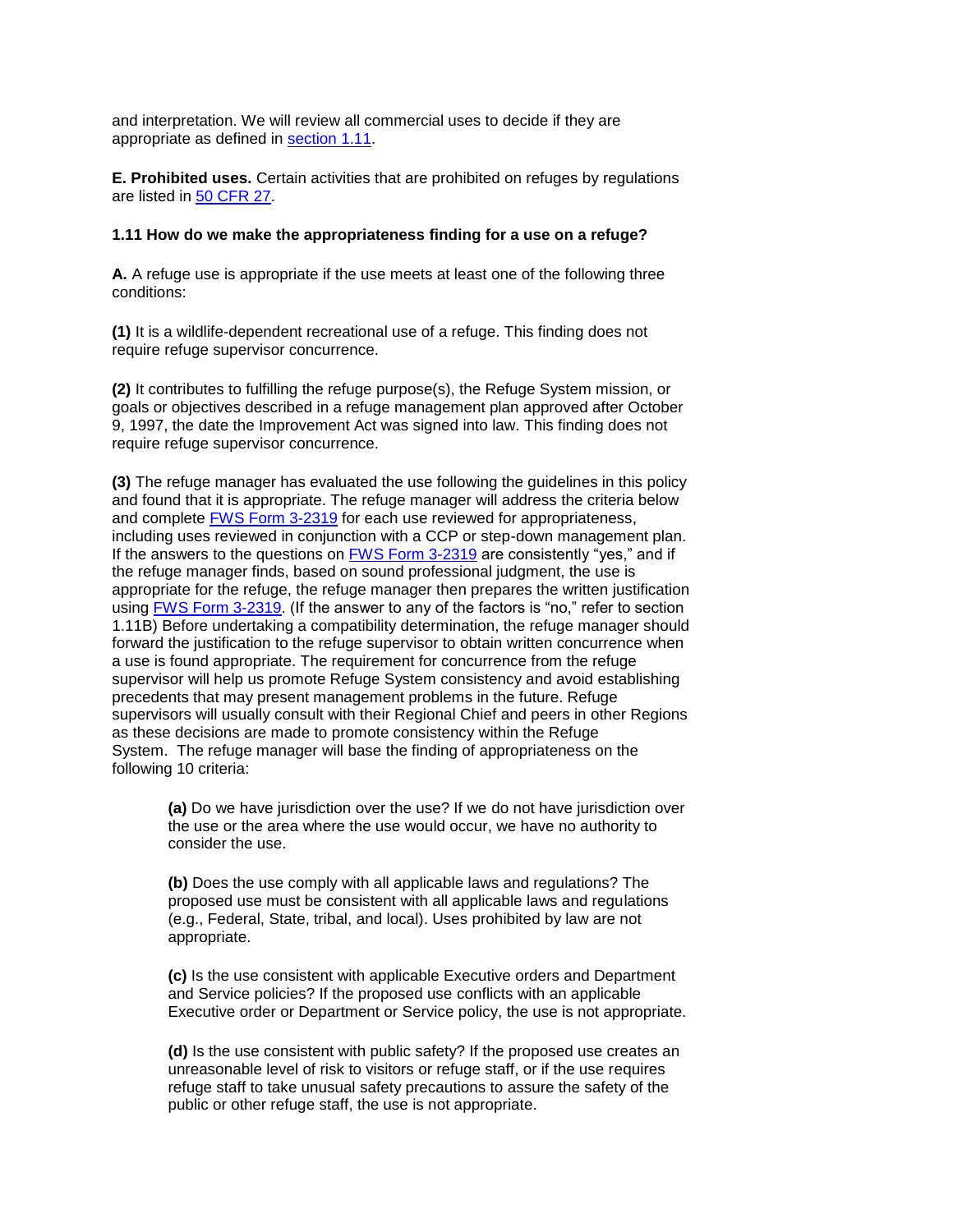and interpretation. We will review all commercial uses to decide if they are appropriate as defined in section 1.11.

**E. Prohibited uses.** Certain activities that are prohibited on refuges by regulations are listed in 50 CFR 27.

**1.11 How do we make the appropriateness finding for a use on a refuge?**

**A.** A refuge use is appropriate if the use meets at least one of the following three conditions:

**(1)** It is a wildlife-dependent recreational use of a refuge. This finding does not require refuge supervisor concurrence.

**(2)** It contributes to fulfilling the refuge purpose(s), the Refuge System mission, or goals or objectives described in a refuge management plan approved after October 9, 1997, the date the Improvement Act was signed into law. This finding does not require refuge supervisor concurrence.

**(3)** The refuge manager has evaluated the use following the guidelines in this policy and found that it is appropriate. The refuge manager will address the criteria below and complete FWS Form 3-2319 for each use reviewed for appropriateness, including uses reviewed in conjunction with a CCP or step-down management plan. If the answers to the questions on FWS Form 3-2319 are consistently "yes," and if the refuge manager finds, based on sound professional judgment, the use is appropriate for the refuge, the refuge manager then prepares the written justification using FWS Form 3-2319. (If the answer to any of the factors is "no," refer to section 1.11B) Before undertaking a compatibility determination, the refuge manager should forward the justification to the refuge supervisor to obtain written concurrence when a use is found appropriate. The requirement for concurrence from the refuge supervisor will help us promote Refuge System consistency and avoid establishing precedents that may present management problems in the future. Refuge supervisors will usually consult with their Regional Chief and peers in other Regions as these decisions are made to promote consistency within the Refuge System. The refuge manager will base the finding of appropriateness on the following 10 criteria:

> **(a)** Do we have jurisdiction over the use? If we do not have jurisdiction over the use or the area where the use would occur, we have no authority to consider the use.
>
> **(b)** Does the use comply with all applicable laws and regulations? The proposed use must be consistent with all applicable laws and regulations (e.g., Federal, State, tribal, and local). Uses prohibited by law are not appropriate.
>
> **(c)** Is the use consistent with applicable Executive orders and Department and Service policies? If the proposed use conflicts with an applicable Executive order or Department or Service policy, the use is not appropriate.
>
> **(d)** Is the use consistent with public safety? If the proposed use creates an unreasonable level of risk to visitors or refuge staff, or if the use requires refuge staff to take unusual safety precautions to assure the safety of the public or other refuge staff, the use is not appropriate.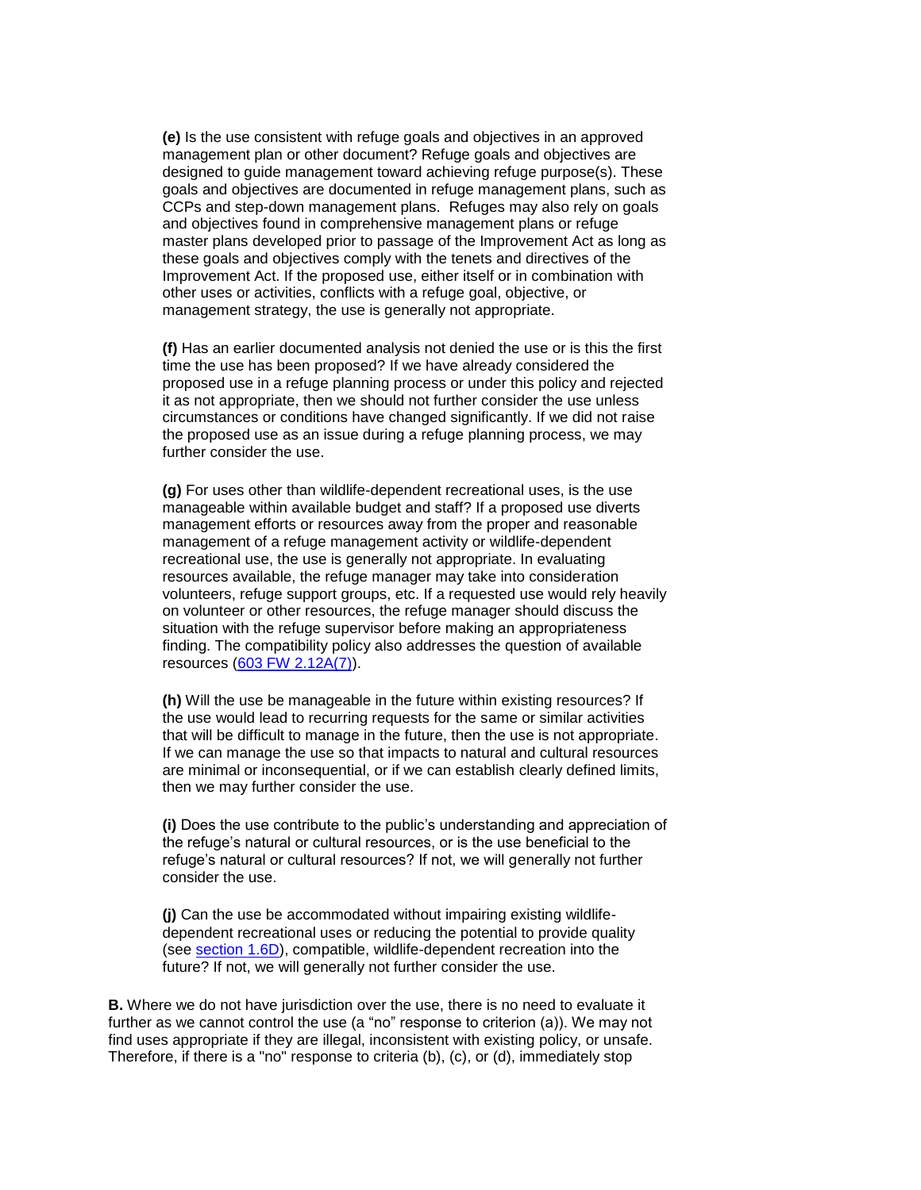**(e)** Is the use consistent with refuge goals and objectives in an approved management plan or other document? Refuge goals and objectives are designed to guide management toward achieving refuge purpose(s). These goals and objectives are documented in refuge management plans, such as CCPs and step-down management plans. Refuges may also rely on goals and objectives found in comprehensive management plans or refuge master plans developed prior to passage of the Improvement Act as long as these goals and objectives comply with the tenets and directives of the Improvement Act. If the proposed use, either itself or in combination with other uses or activities, conflicts with a refuge goal, objective, or management strategy, the use is generally not appropriate.

**(f)** Has an earlier documented analysis not denied the use or is this the first time the use has been proposed? If we have already considered the proposed use in a refuge planning process or under this policy and rejected it as not appropriate, then we should not further consider the use unless circumstances or conditions have changed significantly. If we did not raise the proposed use as an issue during a refuge planning process, we may further consider the use.

**(g)** For uses other than wildlife-dependent recreational uses, is the use manageable within available budget and staff? If a proposed use diverts management efforts or resources away from the proper and reasonable management of a refuge management activity or wildlife-dependent recreational use, the use is generally not appropriate. In evaluating resources available, the refuge manager may take into consideration volunteers, refuge support groups, etc. If a requested use would rely heavily on volunteer or other resources, the refuge manager should discuss the situation with the refuge supervisor before making an appropriateness finding. The compatibility policy also addresses the question of available resources (603 FW 2.12A(7)).

**(h)** Will the use be manageable in the future within existing resources? If the use would lead to recurring requests for the same or similar activities that will be difficult to manage in the future, then the use is not appropriate. If we can manage the use so that impacts to natural and cultural resources are minimal or inconsequential, or if we can establish clearly defined limits, then we may further consider the use.

**(i)** Does the use contribute to the public's understanding and appreciation of the refuge's natural or cultural resources, or is the use beneficial to the refuge's natural or cultural resources? If not, we will generally not further consider the use.

**(j)** Can the use be accommodated without impairing existing wildlife-dependent recreational uses or reducing the potential to provide quality (see section 1.6D), compatible, wildlife-dependent recreation into the future? If not, we will generally not further consider the use.

**B.** Where we do not have jurisdiction over the use, there is no need to evaluate it further as we cannot control the use (a "no" response to criterion (a)). We may not find uses appropriate if they are illegal, inconsistent with existing policy, or unsafe. Therefore, if there is a "no" response to criteria (b), (c), or (d), immediately stop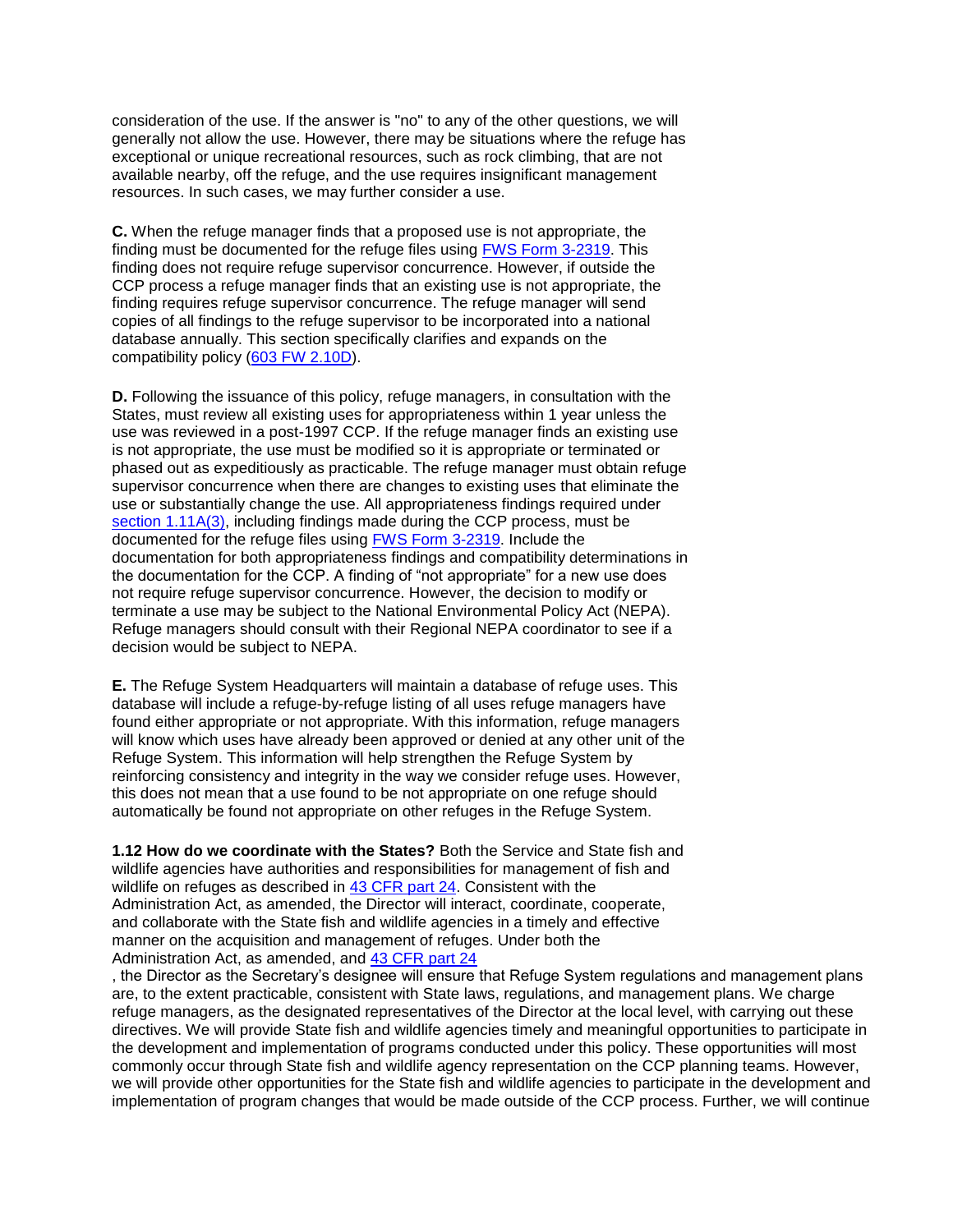consideration of the use. If the answer is "no" to any of the other questions, we will generally not allow the use. However, there may be situations where the refuge has exceptional or unique recreational resources, such as rock climbing, that are not available nearby, off the refuge, and the use requires insignificant management resources. In such cases, we may further consider a use.

**C.** When the refuge manager finds that a proposed use is not appropriate, the finding must be documented for the refuge files using FWS Form 3-2319. This finding does not require refuge supervisor concurrence. However, if outside the CCP process a refuge manager finds that an existing use is not appropriate, the finding requires refuge supervisor concurrence. The refuge manager will send copies of all findings to the refuge supervisor to be incorporated into a national database annually. This section specifically clarifies and expands on the compatibility policy (603 FW 2.10D).

**D.** Following the issuance of this policy, refuge managers, in consultation with the States, must review all existing uses for appropriateness within 1 year unless the use was reviewed in a post-1997 CCP. If the refuge manager finds an existing use is not appropriate, the use must be modified so it is appropriate or terminated or phased out as expeditiously as practicable. The refuge manager must obtain refuge supervisor concurrence when there are changes to existing uses that eliminate the use or substantially change the use. All appropriateness findings required under section 1.11A(3), including findings made during the CCP process, must be documented for the refuge files using FWS Form 3-2319. Include the documentation for both appropriateness findings and compatibility determinations in the documentation for the CCP. A finding of "not appropriate" for a new use does not require refuge supervisor concurrence. However, the decision to modify or terminate a use may be subject to the National Environmental Policy Act (NEPA). Refuge managers should consult with their Regional NEPA coordinator to see if a decision would be subject to NEPA.

**E.** The Refuge System Headquarters will maintain a database of refuge uses. This database will include a refuge-by-refuge listing of all uses refuge managers have found either appropriate or not appropriate. With this information, refuge managers will know which uses have already been approved or denied at any other unit of the Refuge System. This information will help strengthen the Refuge System by reinforcing consistency and integrity in the way we consider refuge uses. However, this does not mean that a use found to be not appropriate on one refuge should automatically be found not appropriate on other refuges in the Refuge System.

**1.12 How do we coordinate with the States?** Both the Service and State fish and wildlife agencies have authorities and responsibilities for management of fish and wildlife on refuges as described in 43 CFR part 24. Consistent with the Administration Act, as amended, the Director will interact, coordinate, cooperate, and collaborate with the State fish and wildlife agencies in a timely and effective manner on the acquisition and management of refuges. Under both the Administration Act, as amended, and 43 CFR part 24, the Director as the Secretary's designee will ensure that Refuge System regulations and management plans are, to the extent practicable, consistent with State laws, regulations, and management plans. We charge refuge managers, as the designated representatives of the Director at the local level, with carrying out these directives. We will provide State fish and wildlife agencies timely and meaningful opportunities to participate in the development and implementation of programs conducted under this policy. These opportunities will most commonly occur through State fish and wildlife agency representation on the CCP planning teams. However, we will provide other opportunities for the State fish and wildlife agencies to participate in the development and implementation of program changes that would be made outside of the CCP process. Further, we will continue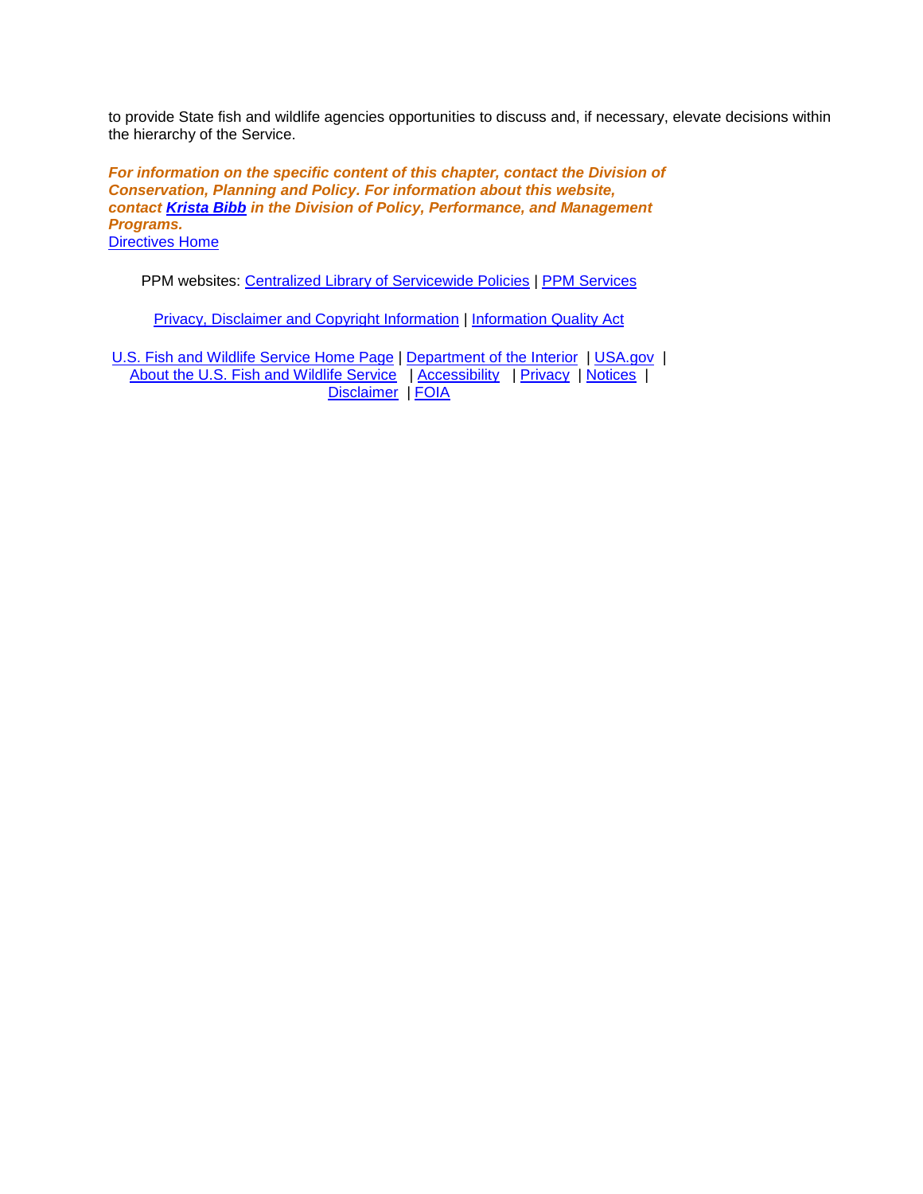to provide State fish and wildlife agencies opportunities to discuss and, if necessary, elevate decisions within the hierarchy of the Service.

***For information on the specific content of this chapter, contact the Division of Conservation, Planning and Policy. For information about this website, contact Krista Bibb in the Division of Policy, Performance, and Management Programs.***

Directives Home

PPM websites: Centralized Library of Servicewide Policies | PPM Services

Privacy, Disclaimer and Copyright Information | Information Quality Act

U.S. Fish and Wildlife Service Home Page | Department of the Interior | USA.gov | About the U.S. Fish and Wildlife Service | Accessibility | Privacy | Notices | Disclaimer | FOIA